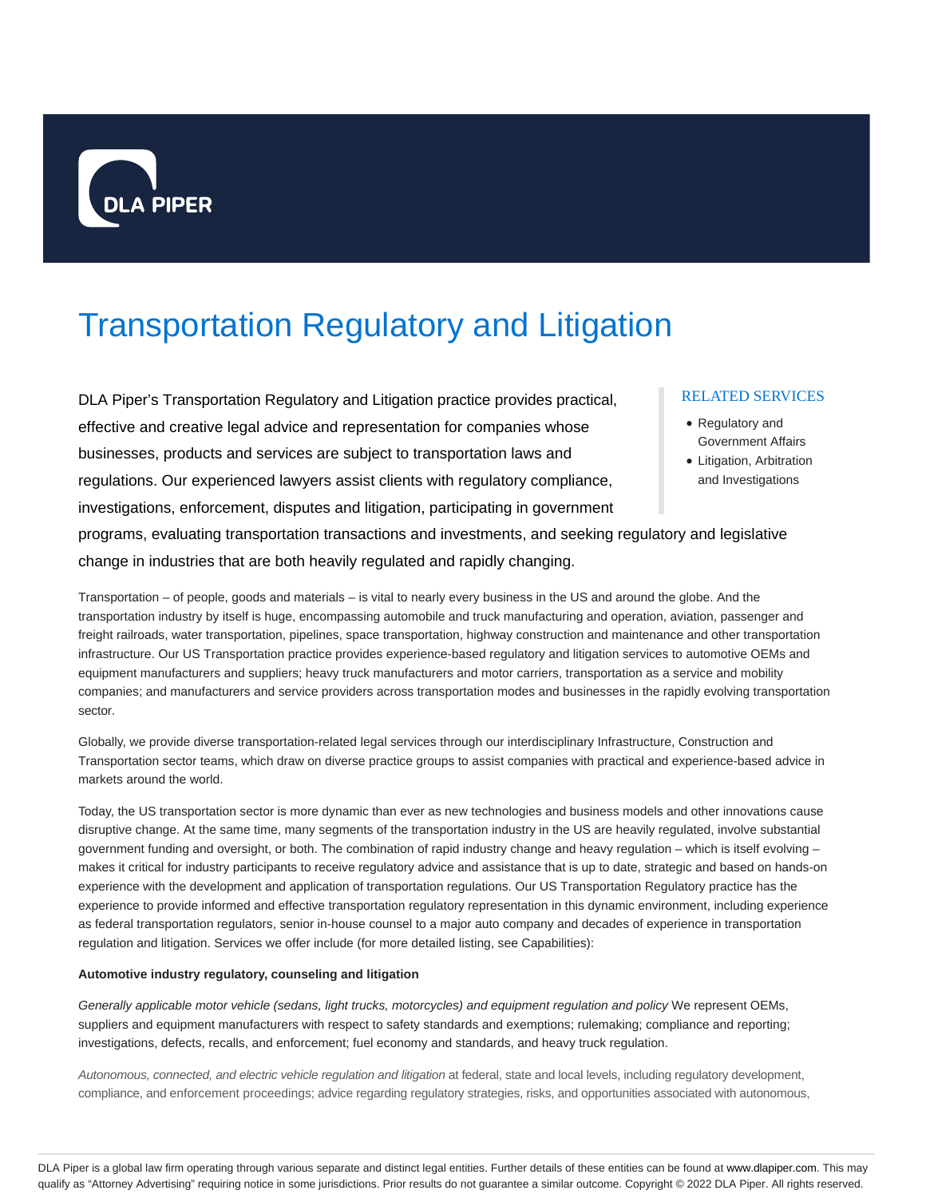# Transportation Regulatory and Litigation

DLA Piper's Transportation Regulatory and Litigation practice provides practical, effective and creative legal advice and representation for companies whose businesses, products and services are subject to transportation laws and regulations. Our experienced lawyers assist clients with regulatory compliance, investigations, enforcement, disputes and litigation, participating in government programs, evaluating transportation transactions and investments, and seeking regulatory and legislative change in industries that are both heavily regulated and rapidly changing.

## RELATED SERVICES

- Regulatory and Government Affairs
- Litigation, Arbitration and Investigations

Transportation – of people, goods and materials – is vital to nearly every business in the US and around the globe. And the transportation industry by itself is huge, encompassing automobile and truck manufacturing and operation, aviation, passenger and freight railroads, water transportation, pipelines, space transportation, highway construction and maintenance and other transportation infrastructure. Our US Transportation practice provides experience-based regulatory and litigation services to automotive OEMs and equipment manufacturers and suppliers; heavy truck manufacturers and motor carriers, transportation as a service and mobility companies; and manufacturers and service providers across transportation modes and businesses in the rapidly evolving transportation sector.

Globally, we provide diverse transportation-related legal services through our interdisciplinary Infrastructure, Construction and Transportation sector teams, which draw on diverse practice groups to assist companies with practical and experience-based advice in markets around the world.

Today, the US transportation sector is more dynamic than ever as new technologies and business models and other innovations cause disruptive change. At the same time, many segments of the transportation industry in the US are heavily regulated, involve substantial government funding and oversight, or both. The combination of rapid industry change and heavy regulation – which is itself evolving – makes it critical for industry participants to receive regulatory advice and assistance that is up to date, strategic and based on hands-on experience with the development and application of transportation regulations. Our US Transportation Regulatory practice has the experience to provide informed and effective transportation regulatory representation in this dynamic environment, including experience as federal transportation regulators, senior in-house counsel to a major auto company and decades of experience in transportation regulation and litigation. Services we offer include (for more detailed listing, see Capabilities):

**Automotive industry regulatory, counseling and litigation**

*Generally applicable motor vehicle (sedans, light trucks, motorcycles) and equipment regulation and policy* We represent OEMs, suppliers and equipment manufacturers with respect to safety standards and exemptions; rulemaking; compliance and reporting; investigations, defects, recalls, and enforcement; fuel economy and standards, and heavy truck regulation.

*Autonomous, connected, and electric vehicle regulation and litigation* at federal, state and local levels, including regulatory development, compliance, and enforcement proceedings; advice regarding regulatory strategies, risks, and opportunities associated with autonomous,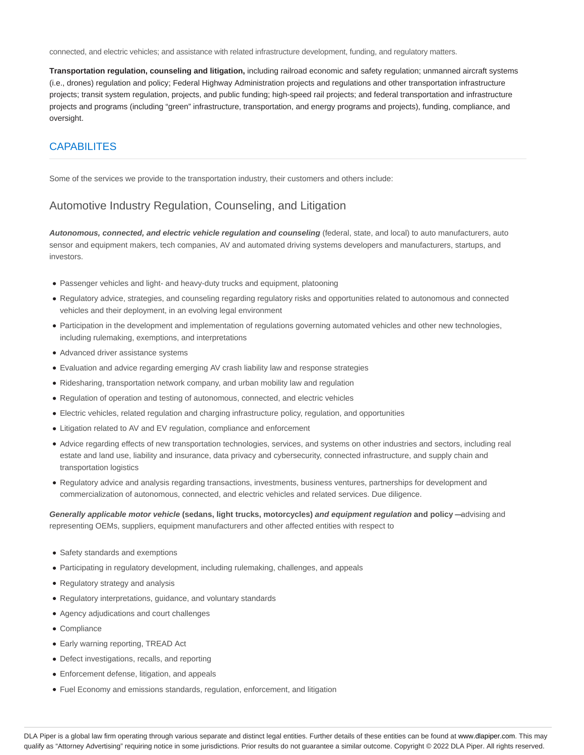connected, and electric vehicles; and assistance with related infrastructure development, funding, and regulatory matters.

**Transportation regulation, counseling and litigation,** including railroad economic and safety regulation; unmanned aircraft systems (i.e., drones) regulation and policy; Federal Highway Administration projects and regulations and other transportation infrastructure projects; transit system regulation, projects, and public funding; high-speed rail projects; and federal transportation and infrastructure projects and programs (including "green" infrastructure, transportation, and energy programs and projects), funding, compliance, and oversight.

## CAPABILITES

Some of the services we provide to the transportation industry, their customers and others include:

### Automotive Industry Regulation, Counseling, and Litigation

***Autonomous, connected, and electric vehicle regulation and counseling*** (federal, state, and local) to auto manufacturers, auto sensor and equipment makers, tech companies, AV and automated driving systems developers and manufacturers, startups, and investors.

- Passenger vehicles and light- and heavy-duty trucks and equipment, platooning
- Regulatory advice, strategies, and counseling regarding regulatory risks and opportunities related to autonomous and connected vehicles and their deployment, in an evolving legal environment
- Participation in the development and implementation of regulations governing automated vehicles and other new technologies, including rulemaking, exemptions, and interpretations
- Advanced driver assistance systems
- Evaluation and advice regarding emerging AV crash liability law and response strategies
- Ridesharing, transportation network company, and urban mobility law and regulation
- Regulation of operation and testing of autonomous, connected, and electric vehicles
- Electric vehicles, related regulation and charging infrastructure policy, regulation, and opportunities
- Litigation related to AV and EV regulation, compliance and enforcement
- Advice regarding effects of new transportation technologies, services, and systems on other industries and sectors, including real estate and land use, liability and insurance, data privacy and cybersecurity, connected infrastructure, and supply chain and transportation logistics
- Regulatory advice and analysis regarding transactions, investments, business ventures, partnerships for development and commercialization of autonomous, connected, and electric vehicles and related services. Due diligence.

***Generally applicable motor vehicle*** **(sedans, light trucks, motorcycles)** ***and equipment regulation*** **and policy —**advising and representing OEMs, suppliers, equipment manufacturers and other affected entities with respect to

- Safety standards and exemptions
- Participating in regulatory development, including rulemaking, challenges, and appeals
- Regulatory strategy and analysis
- Regulatory interpretations, guidance, and voluntary standards
- Agency adjudications and court challenges
- Compliance
- Early warning reporting, TREAD Act
- Defect investigations, recalls, and reporting
- Enforcement defense, litigation, and appeals
- Fuel Economy and emissions standards, regulation, enforcement, and litigation

DLA Piper is a global law firm operating through various separate and distinct legal entities. Further details of these entities can be found at www.dlapiper.com. This may qualify as "Attorney Advertising" requiring notice in some jurisdictions. Prior results do not guarantee a similar outcome. Copyright © 2022 DLA Piper. All rights reserved.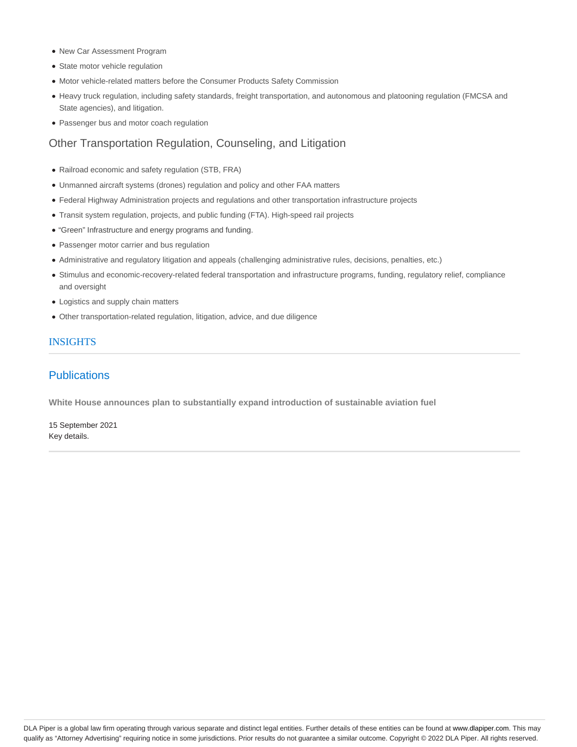- New Car Assessment Program
- State motor vehicle regulation
- Motor vehicle-related matters before the Consumer Products Safety Commission
- Heavy truck regulation, including safety standards, freight transportation, and autonomous and platooning regulation (FMCSA and State agencies), and litigation.
- Passenger bus and motor coach regulation

## Other Transportation Regulation, Counseling, and Litigation

- Railroad economic and safety regulation (STB, FRA)
- Unmanned aircraft systems (drones) regulation and policy and other FAA matters
- Federal Highway Administration projects and regulations and other transportation infrastructure projects
- Transit system regulation, projects, and public funding (FTA). High-speed rail projects
- "Green" Infrastructure and energy programs and funding.
- Passenger motor carrier and bus regulation
- Administrative and regulatory litigation and appeals (challenging administrative rules, decisions, penalties, etc.)
- Stimulus and economic-recovery-related federal transportation and infrastructure programs, funding, regulatory relief, compliance and oversight
- Logistics and supply chain matters
- Other transportation-related regulation, litigation, advice, and due diligence

## INSIGHTS

## Publications

**White House announces plan to substantially expand introduction of sustainable aviation fuel**

15 September 2021
Key details.

DLA Piper is a global law firm operating through various separate and distinct legal entities. Further details of these entities can be found at www.dlapiper.com. This may qualify as "Attorney Advertising" requiring notice in some jurisdictions. Prior results do not guarantee a similar outcome. Copyright © 2022 DLA Piper. All rights reserved.